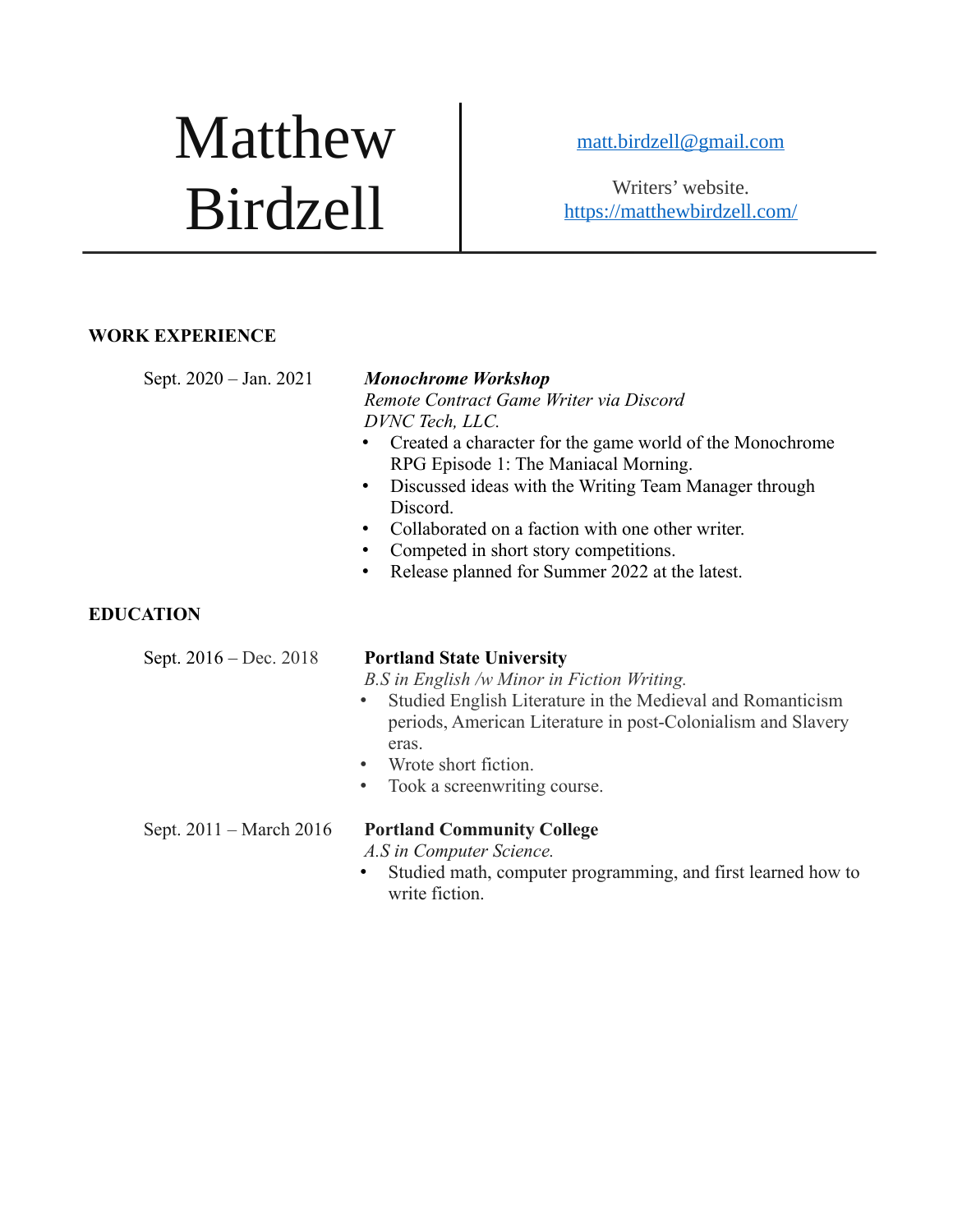# Matthew Birdzell

[matt.birdzell@gmail.com](mailto:matt.birdzell@gmail.com)

Writers' website.
[https://matthewbirdzell.com/](https://matthewbirdzell.com/)

## WORK EXPERIENCE

**Sept. 2020 – Jan. 2021**

***Monochrome Workshop***
*Remote Contract Game Writer via Discord*
*DVNC Tech, LLC.*

- Created a character for the game world of the Monochrome RPG Episode 1: The Maniacal Morning.
- Discussed ideas with the Writing Team Manager through Discord.
- Collaborated on a faction with one other writer.
- Competed in short story competitions.
- Release planned for Summer 2022 at the latest.

## EDUCATION

**Sept. 2016 – Dec. 2018**

**Portland State University**
*B.S in English /w Minor in Fiction Writing.*

- Studied English Literature in the Medieval and Romanticism periods, American Literature in post-Colonialism and Slavery eras.
- Wrote short fiction.
- Took a screenwriting course.

**Sept. 2011 – March 2016**

**Portland Community College**
*A.S in Computer Science.*

- Studied math, computer programming, and first learned how to write fiction.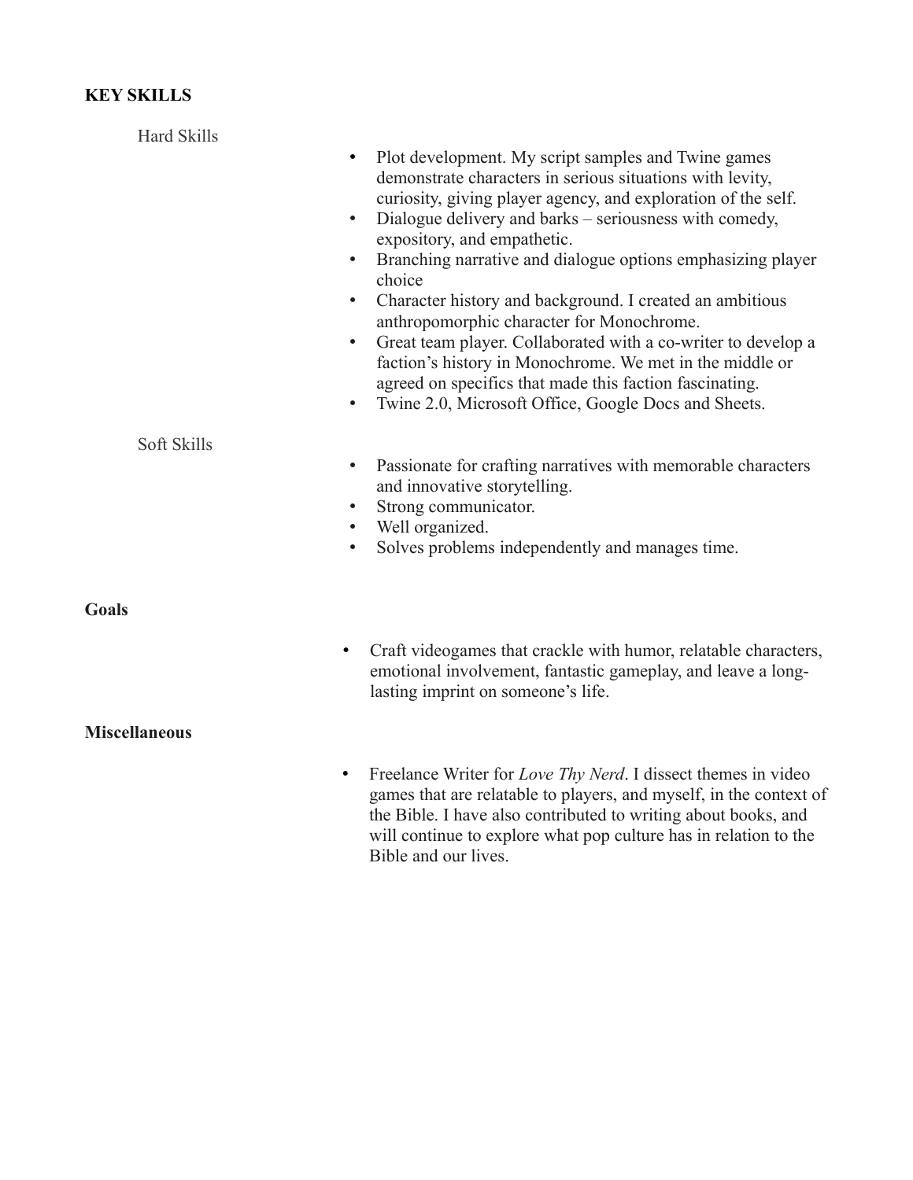## KEY SKILLS

### Hard Skills

- Plot development. My script samples and Twine games demonstrate characters in serious situations with levity, curiosity, giving player agency, and exploration of the self.
- Dialogue delivery and barks – seriousness with comedy, expository, and empathetic.
- Branching narrative and dialogue options emphasizing player choice
- Character history and background. I created an ambitious anthropomorphic character for Monochrome.
- Great team player. Collaborated with a co-writer to develop a faction's history in Monochrome. We met in the middle or agreed on specifics that made this faction fascinating.
- Twine 2.0, Microsoft Office, Google Docs and Sheets.

### Soft Skills

- Passionate for crafting narratives with memorable characters and innovative storytelling.
- Strong communicator.
- Well organized.
- Solves problems independently and manages time.

## Goals

- Craft videogames that crackle with humor, relatable characters, emotional involvement, fantastic gameplay, and leave a long-lasting imprint on someone's life.

## Miscellaneous

- Freelance Writer for *Love Thy Nerd*. I dissect themes in video games that are relatable to players, and myself, in the context of the Bible. I have also contributed to writing about books, and will continue to explore what pop culture has in relation to the Bible and our lives.